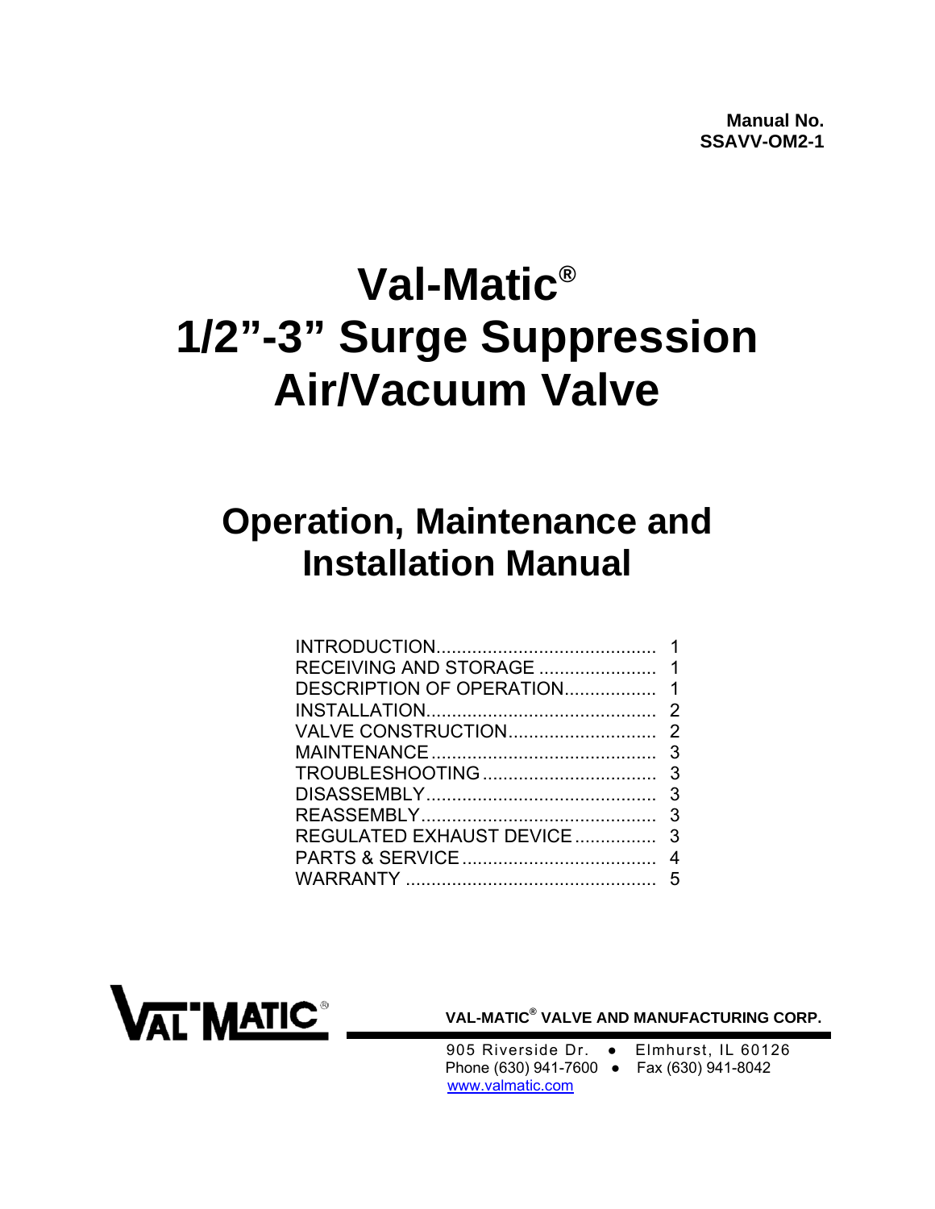**Manual No.**
**SSAVV-OM2-1**

# Val-Matic®
# 1/2”-3” Surge Suppression Air/Vacuum Valve

## Operation, Maintenance and Installation Manual

| | |
|---|---|
| INTRODUCTION | 1 |
| RECEIVING AND STORAGE | 1 |
| DESCRIPTION OF OPERATION | 1 |
| INSTALLATION | 2 |
| VALVE CONSTRUCTION | 2 |
| MAINTENANCE | 3 |
| TROUBLESHOOTING | 3 |
| DISASSEMBLY | 3 |
| REASSEMBLY | 3 |
| REGULATED EXHAUST DEVICE | 3 |
| PARTS & SERVICE | 4 |
| WARRANTY | 5 |

VAL-MATIC®

**VAL-MATIC® VALVE AND MANUFACTURING CORP.**

905 Riverside Dr. ● Elmhurst, IL 60126
Phone (630) 941-7600 ● Fax (630) 941-8042
www.valmatic.com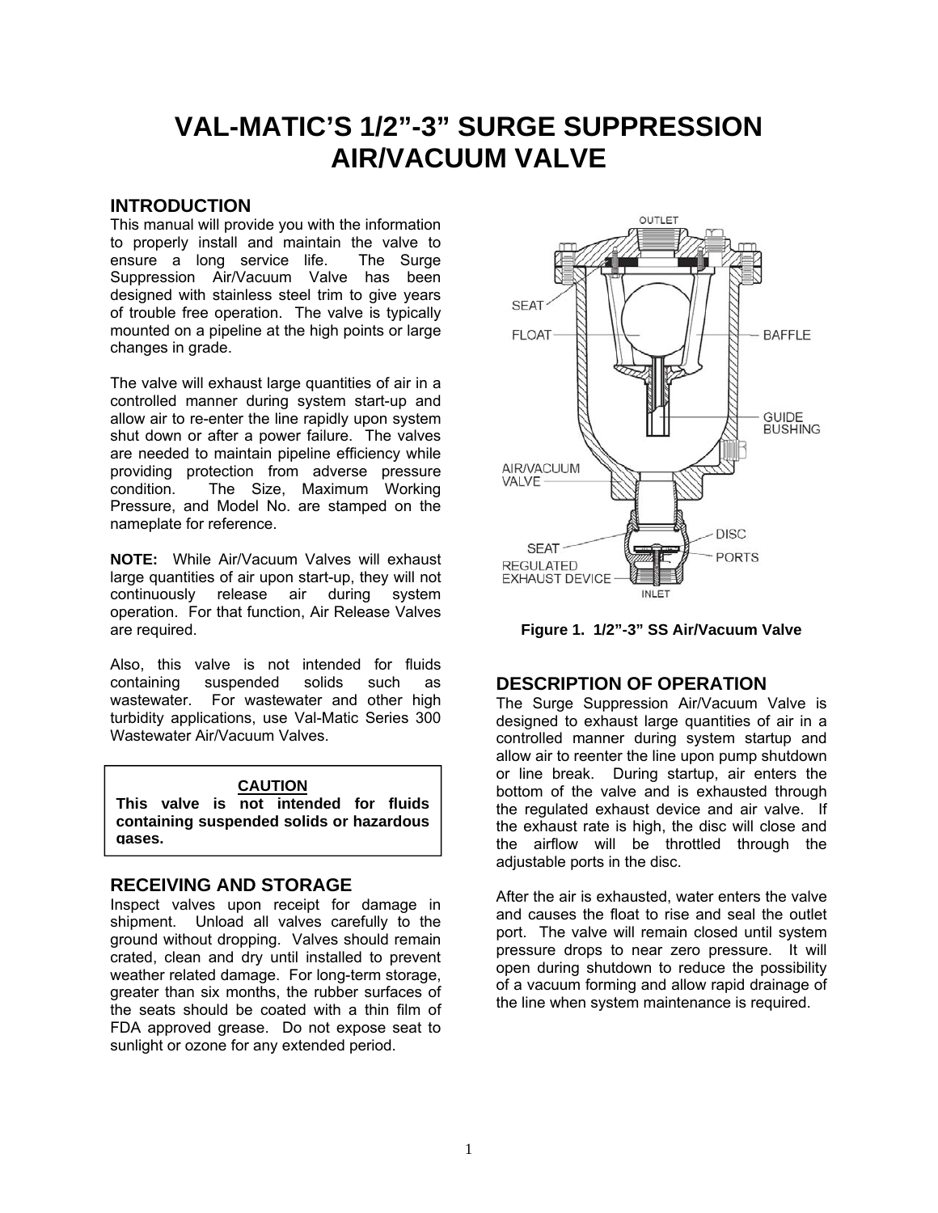# VAL-MATIC'S 1/2"-3" SURGE SUPPRESSION AIR/VACUUM VALVE

## INTRODUCTION

This manual will provide you with the information to properly install and maintain the valve to ensure a long service life. The Surge Suppression Air/Vacuum Valve has been designed with stainless steel trim to give years of trouble free operation. The valve is typically mounted on a pipeline at the high points or large changes in grade.

The valve will exhaust large quantities of air in a controlled manner during system start-up and allow air to re-enter the line rapidly upon system shut down or after a power failure. The valves are needed to maintain pipeline efficiency while providing protection from adverse pressure condition. The Size, Maximum Working Pressure, and Model No. are stamped on the nameplate for reference.

**NOTE:** While Air/Vacuum Valves will exhaust large quantities of air upon start-up, they will not continuously release air during system operation. For that function, Air Release Valves are required.

Also, this valve is not intended for fluids containing suspended solids such as wastewater. For wastewater and other high turbidity applications, use Val-Matic Series 300 Wastewater Air/Vacuum Valves.

**CAUTION**

**This valve is not intended for fluids containing suspended solids or hazardous gases.**

## RECEIVING AND STORAGE

Inspect valves upon receipt for damage in shipment. Unload all valves carefully to the ground without dropping. Valves should remain crated, clean and dry until installed to prevent weather related damage. For long-term storage, greater than six months, the rubber surfaces of the seats should be coated with a thin film of FDA approved grease. Do not expose seat to sunlight or ozone for any extended period.

OUTLET, SEAT, FLOAT, BAFFLE, GUIDE BUSHING, AIR/VACUUM VALVE, SEAT, DISC, PORTS, REGULATED EXHAUST DEVICE, INLET

**Figure 1. 1/2"-3" SS Air/Vacuum Valve**

## DESCRIPTION OF OPERATION

The Surge Suppression Air/Vacuum Valve is designed to exhaust large quantities of air in a controlled manner during system startup and allow air to reenter the line upon pump shutdown or line break. During startup, air enters the bottom of the valve and is exhausted through the regulated exhaust device and air valve. If the exhaust rate is high, the disc will close and the airflow will be throttled through the adjustable ports in the disc.

After the air is exhausted, water enters the valve and causes the float to rise and seal the outlet port. The valve will remain closed until system pressure drops to near zero pressure. It will open during shutdown to reduce the possibility of a vacuum forming and allow rapid drainage of the line when system maintenance is required.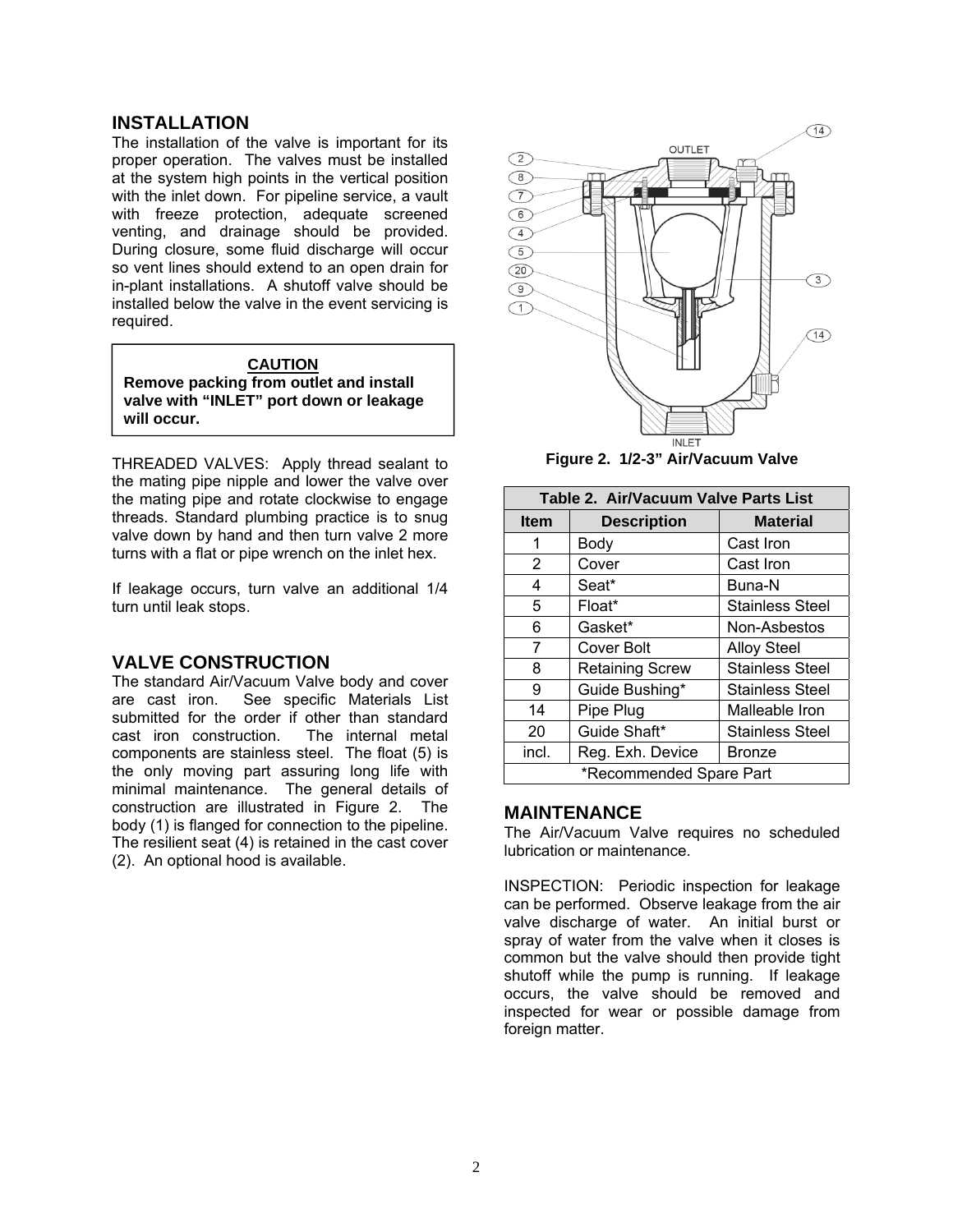## INSTALLATION

The installation of the valve is important for its proper operation. The valves must be installed at the system high points in the vertical position with the inlet down. For pipeline service, a vault with freeze protection, adequate screened venting, and drainage should be provided. During closure, some fluid discharge will occur so vent lines should extend to an open drain for in-plant installations. A shutoff valve should be installed below the valve in the event servicing is required.

> **CAUTION**
> **Remove packing from outlet and install valve with "INLET" port down or leakage will occur.**

THREADED VALVES: Apply thread sealant to the mating pipe nipple and lower the valve over the mating pipe and rotate clockwise to engage threads. Standard plumbing practice is to snug valve down by hand and then turn valve 2 more turns with a flat or pipe wrench on the inlet hex.

If leakage occurs, turn valve an additional 1/4 turn until leak stops.

## VALVE CONSTRUCTION

The standard Air/Vacuum Valve body and cover are cast iron. See specific Materials List submitted for the order if other than standard cast iron construction. The internal metal components are stainless steel. The float (5) is the only moving part assuring long life with minimal maintenance. The general details of construction are illustrated in Figure 2. The body (1) is flanged for connection to the pipeline. The resilient seat (4) is retained in the cast cover (2). An optional hood is available.

**Figure 2. 1/2-3" Air/Vacuum Valve**

**Table 2. Air/Vacuum Valve Parts List**

| Item | Description | Material |
|---|---|---|
| 1 | Body | Cast Iron |
| 2 | Cover | Cast Iron |
| 4 | Seat* | Buna-N |
| 5 | Float* | Stainless Steel |
| 6 | Gasket* | Non-Asbestos |
| 7 | Cover Bolt | Alloy Steel |
| 8 | Retaining Screw | Stainless Steel |
| 9 | Guide Bushing* | Stainless Steel |
| 14 | Pipe Plug | Malleable Iron |
| 20 | Guide Shaft* | Stainless Steel |
| incl. | Reg. Exh. Device | Bronze |
| *Recommended Spare Part | | |

## MAINTENANCE

The Air/Vacuum Valve requires no scheduled lubrication or maintenance.

INSPECTION: Periodic inspection for leakage can be performed. Observe leakage from the air valve discharge of water. An initial burst or spray of water from the valve when it closes is common but the valve should then provide tight shutoff while the pump is running. If leakage occurs, the valve should be removed and inspected for wear or possible damage from foreign matter.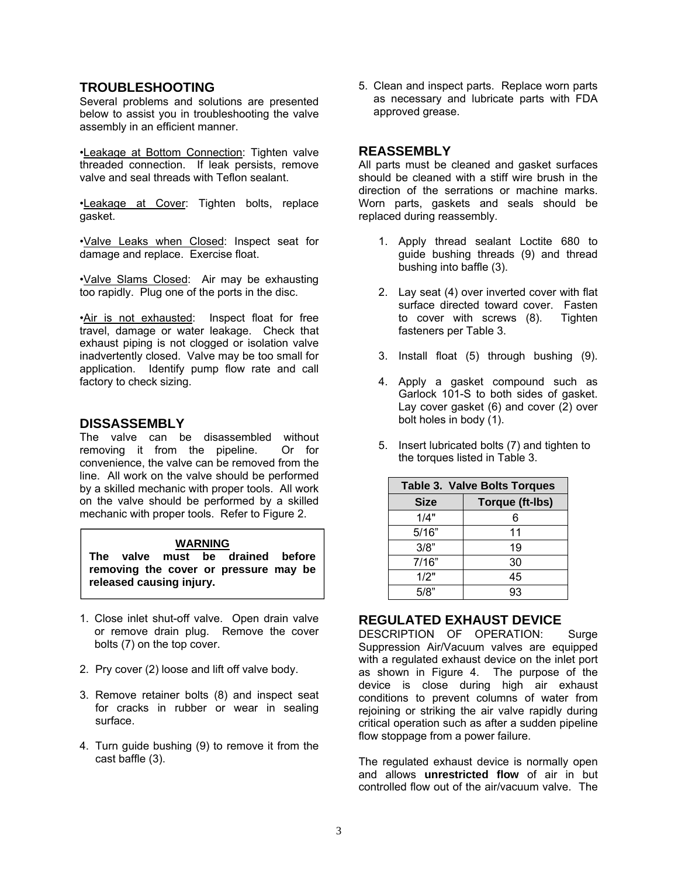## TROUBLESHOOTING

Several problems and solutions are presented below to assist you in troubleshooting the valve assembly in an efficient manner.

•Leakage at Bottom Connection: Tighten valve threaded connection. If leak persists, remove valve and seal threads with Teflon sealant.

•Leakage at Cover: Tighten bolts, replace gasket.

•Valve Leaks when Closed: Inspect seat for damage and replace. Exercise float.

•Valve Slams Closed: Air may be exhausting too rapidly. Plug one of the ports in the disc.

•Air is not exhausted: Inspect float for free travel, damage or water leakage. Check that exhaust piping is not clogged or isolation valve inadvertently closed. Valve may be too small for application. Identify pump flow rate and call factory to check sizing.

## DISSASSEMBLY

The valve can be disassembled without removing it from the pipeline. Or for convenience, the valve can be removed from the line. All work on the valve should be performed by a skilled mechanic with proper tools. All work on the valve should be performed by a skilled mechanic with proper tools. Refer to Figure 2.

> **WARNING**
>
> **The valve must be drained before removing the cover or pressure may be released causing injury.**

1. Close inlet shut-off valve. Open drain valve or remove drain plug. Remove the cover bolts (7) on the top cover.
2. Pry cover (2) loose and lift off valve body.
3. Remove retainer bolts (8) and inspect seat for cracks in rubber or wear in sealing surface.
4. Turn guide bushing (9) to remove it from the cast baffle (3).
5. Clean and inspect parts. Replace worn parts as necessary and lubricate parts with FDA approved grease.

## REASSEMBLY

All parts must be cleaned and gasket surfaces should be cleaned with a stiff wire brush in the direction of the serrations or machine marks. Worn parts, gaskets and seals should be replaced during reassembly.

1. Apply thread sealant Loctite 680 to guide bushing threads (9) and thread bushing into baffle (3).
2. Lay seat (4) over inverted cover with flat surface directed toward cover. Fasten to cover with screws (8). Tighten fasteners per Table 3.
3. Install float (5) through bushing (9).
4. Apply a gasket compound such as Garlock 101-S to both sides of gasket. Lay cover gasket (6) and cover (2) over bolt holes in body (1).
5. Insert lubricated bolts (7) and tighten to the torques listed in Table 3.

**Table 3. Valve Bolts Torques**

| Size | Torque (ft-lbs) |
|---|---|
| 1/4" | 6 |
| 5/16" | 11 |
| 3/8" | 19 |
| 7/16" | 30 |
| 1/2" | 45 |
| 5/8" | 93 |

## REGULATED EXHAUST DEVICE

DESCRIPTION OF OPERATION: Surge Suppression Air/Vacuum valves are equipped with a regulated exhaust device on the inlet port as shown in Figure 4. The purpose of the device is close during high air exhaust conditions to prevent columns of water from rejoining or striking the air valve rapidly during critical operation such as after a sudden pipeline flow stoppage from a power failure.

The regulated exhaust device is normally open and allows **unrestricted flow** of air in but controlled flow out of the air/vacuum valve. The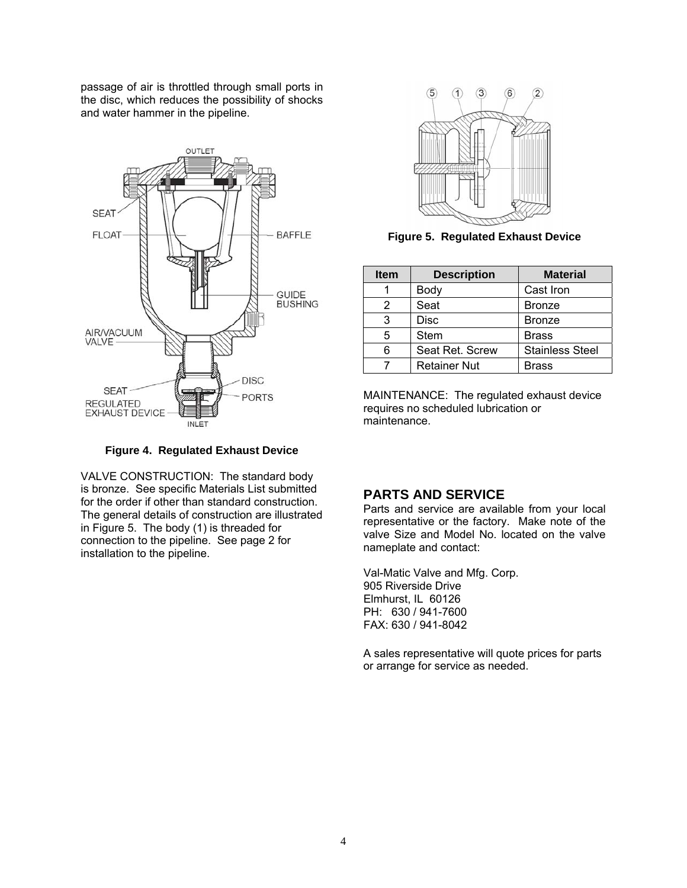passage of air is throttled through small ports in the disc, which reduces the possibility of shocks and water hammer in the pipeline.

**Figure 4. Regulated Exhaust Device**

VALVE CONSTRUCTION: The standard body is bronze. See specific Materials List submitted for the order if other than standard construction. The general details of construction are illustrated in Figure 5. The body (1) is threaded for connection to the pipeline. See page 2 for installation to the pipeline.

**Figure 5. Regulated Exhaust Device**

| Item | Description | Material |
|---|---|---|
| 1 | Body | Cast Iron |
| 2 | Seat | Bronze |
| 3 | Disc | Bronze |
| 5 | Stem | Brass |
| 6 | Seat Ret. Screw | Stainless Steel |
| 7 | Retainer Nut | Brass |

MAINTENANCE: The regulated exhaust device requires no scheduled lubrication or maintenance.

## PARTS AND SERVICE

Parts and service are available from your local representative or the factory. Make note of the valve Size and Model No. located on the valve nameplate and contact:

Val-Matic Valve and Mfg. Corp.
905 Riverside Drive
Elmhurst, IL 60126
PH: 630 / 941-7600
FAX: 630 / 941-8042

A sales representative will quote prices for parts or arrange for service as needed.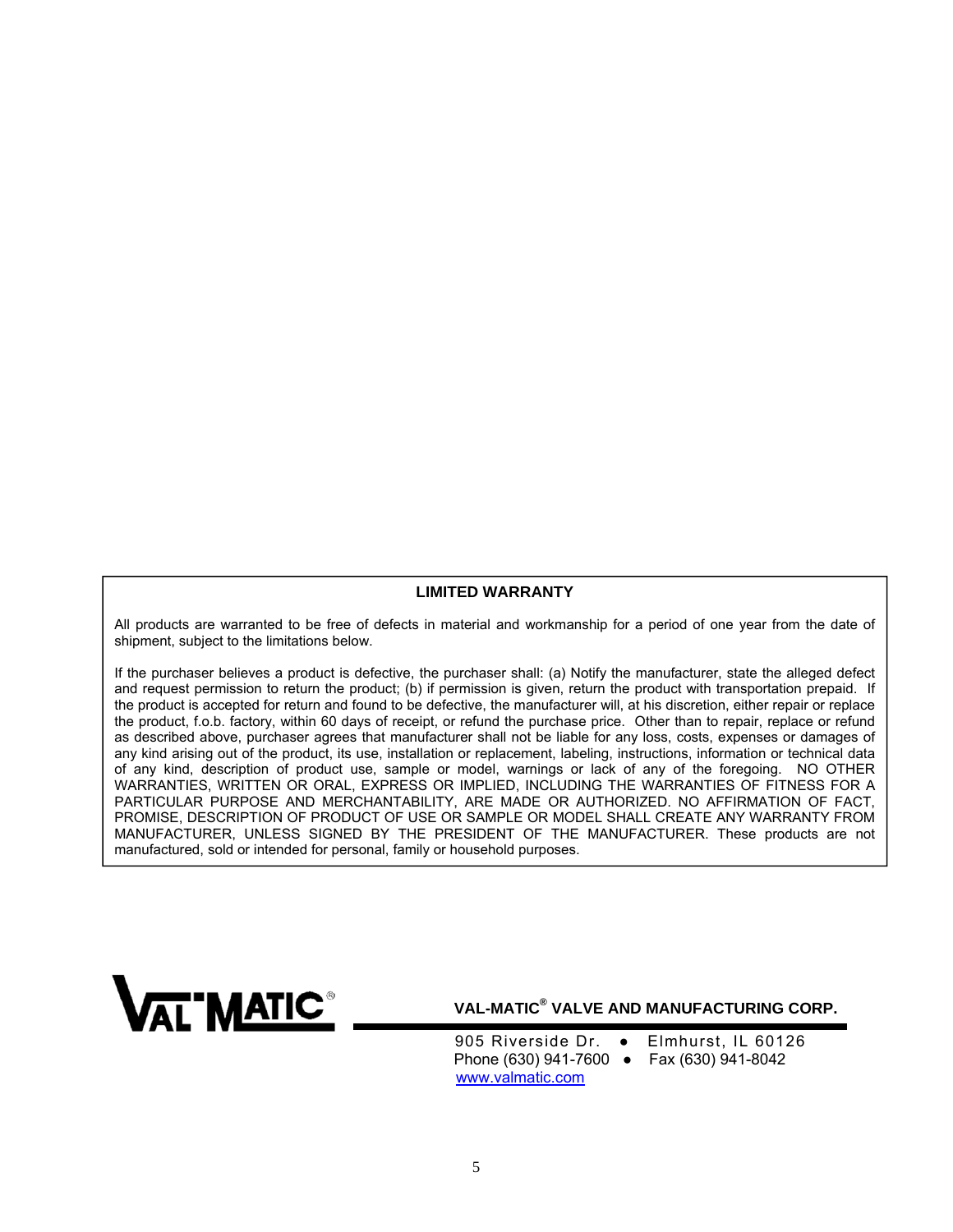## LIMITED WARRANTY

All products are warranted to be free of defects in material and workmanship for a period of one year from the date of shipment, subject to the limitations below.

If the purchaser believes a product is defective, the purchaser shall: (a) Notify the manufacturer, state the alleged defect and request permission to return the product; (b) if permission is given, return the product with transportation prepaid. If the product is accepted for return and found to be defective, the manufacturer will, at his discretion, either repair or replace the product, f.o.b. factory, within 60 days of receipt, or refund the purchase price. Other than to repair, replace or refund as described above, purchaser agrees that manufacturer shall not be liable for any loss, costs, expenses or damages of any kind arising out of the product, its use, installation or replacement, labeling, instructions, information or technical data of any kind, description of product use, sample or model, warnings or lack of any of the foregoing. NO OTHER WARRANTIES, WRITTEN OR ORAL, EXPRESS OR IMPLIED, INCLUDING THE WARRANTIES OF FITNESS FOR A PARTICULAR PURPOSE AND MERCHANTABILITY, ARE MADE OR AUTHORIZED. NO AFFIRMATION OF FACT, PROMISE, DESCRIPTION OF PRODUCT OF USE OR SAMPLE OR MODEL SHALL CREATE ANY WARRANTY FROM MANUFACTURER, UNLESS SIGNED BY THE PRESIDENT OF THE MANUFACTURER. These products are not manufactured, sold or intended for personal, family or household purposes.

VAL-MATIC®

**VAL-MATIC® VALVE AND MANUFACTURING CORP.**

905 Riverside Dr. ● Elmhurst, IL 60126
Phone (630) 941-7600 ● Fax (630) 941-8042
www.valmatic.com